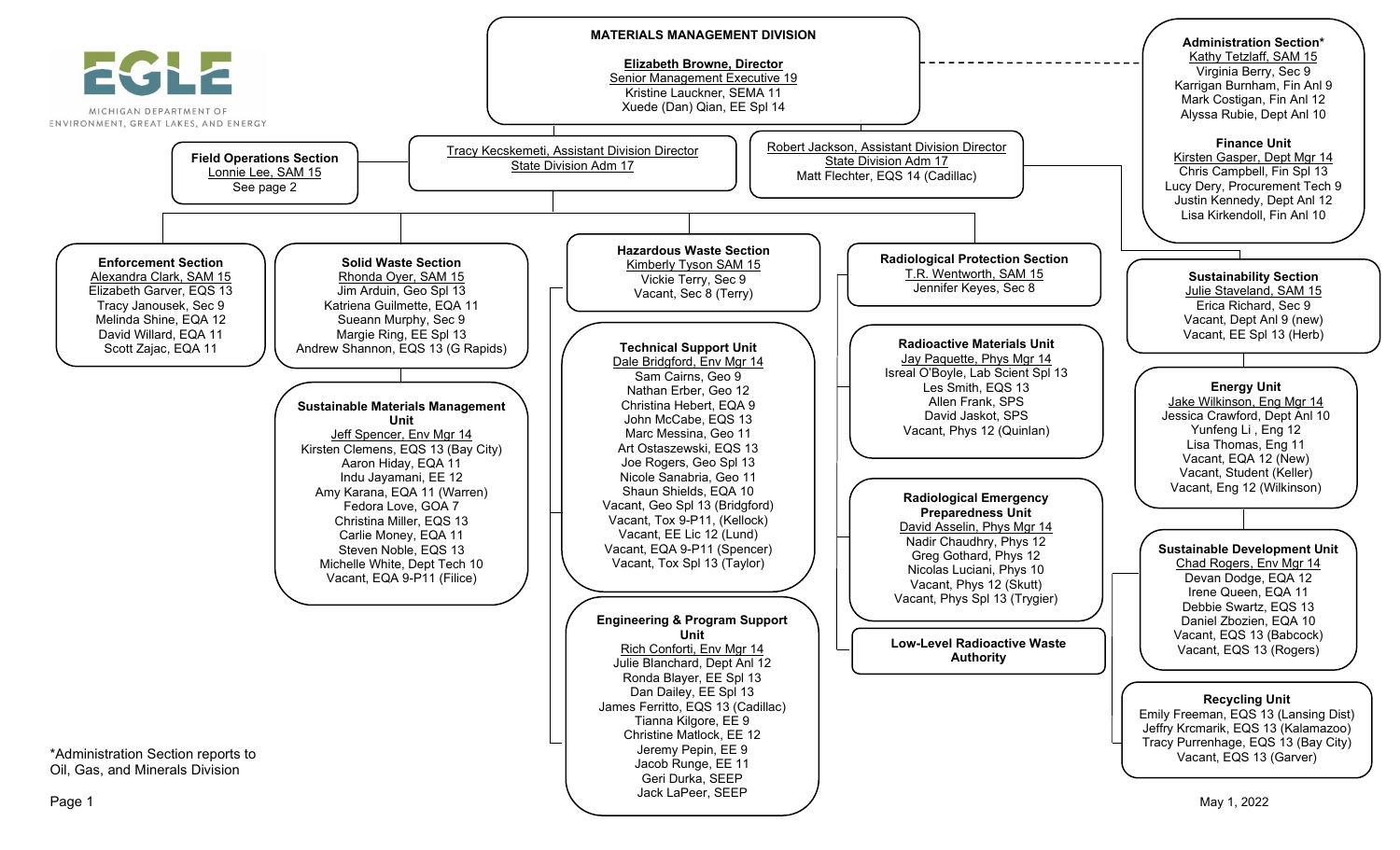MICHIGAN DEPARTMENT OF ENVIRONMENT, GREAT LAKES, AND ENERGY

# MATERIALS MANAGEMENT DIVISION

**Elizabeth Browne, Director**
Senior Management Executive 19
Kristine Lauckner, SEMA 11
Xuede (Dan) Qian, EE Spl 14

### Administration Section*
Kathy Tetzlaff, SAM 15
Virginia Berry, Sec 9
Karrigan Burnham, Fin Anl 9
Mark Costigan, Fin Anl 12
Alyssa Rubie, Dept Anl 10

**Finance Unit**
Kirsten Gasper, Dept Mgr 14
Chris Campbell, Fin Spl 13
Lucy Dery, Procurement Tech 9
Justin Kennedy, Dept Anl 12
Lisa Kirkendoll, Fin Anl 10

### Field Operations Section
Lonnie Lee, SAM 15
See page 2

## Tracy Kecskemeti, Assistant Division Director
State Division Adm 17

### Enforcement Section
Alexandra Clark, SAM 15
Elizabeth Garver, EQS 13
Tracy Janousek, Sec 9
Melinda Shine, EQA 12
David Willard, EQA 11
Scott Zajac, EQA 11

### Solid Waste Section
Rhonda Oyer, SAM 15
Jim Arduin, Geo Spl 13
Katriena Guilmette, EQA 11
Sueann Murphy, Sec 9
Margie Ring, EE Spl 13
Andrew Shannon, EQS 13 (G Rapids)

**Sustainable Materials Management Unit**
Jeff Spencer, Env Mgr 14
Kirsten Clemens, EQS 13 (Bay City)
Aaron Hiday, EQA 11
Indu Jayamani, EE 12
Amy Karana, EQA 11 (Warren)
Fedora Love, GOA 7
Christina Miller, EQS 13
Carlie Money, EQA 11
Steven Noble, EQS 13
Michelle White, Dept Tech 10
Vacant, EQA 9-P11 (Filice)

### Hazardous Waste Section
Kimberly Tyson SAM 15
Vickie Terry, Sec 9
Vacant, Sec 8 (Terry)

**Technical Support Unit**
Dale Bridgford, Env Mgr 14
Sam Cairns, Geo 9
Nathan Erber, Geo 12
Christina Hebert, EQA 9
John McCabe, EQS 13
Marc Messina, Geo 11
Art Ostaszewski, EQS 13
Joe Rogers, Geo Spl 13
Nicole Sanabria, Geo 11
Shaun Shields, EQA 10
Vacant, Geo Spl 13 (Bridgford)
Vacant, Tox 9-P11, (Kellock)
Vacant, EE Lic 12 (Lund)
Vacant, EQA 9-P11 (Spencer)
Vacant, Tox Spl 13 (Taylor)

**Engineering & Program Support Unit**
Rich Conforti, Env Mgr 14
Julie Blanchard, Dept Anl 12
Ronda Blayer, EE Spl 13
Dan Dailey, EE Spl 13
James Ferritto, EQS 13 (Cadillac)
Tianna Kilgore, EE 9
Christine Matlock, EE 12
Jeremy Pepin, EE 9
Jacob Runge, EE 11
Geri Durka, SEEP
Jack LaPeer, SEEP

### Radiological Protection Section
T.R. Wentworth, SAM 15
Jennifer Keyes, Sec 8

**Radioactive Materials Unit**
Jay Paquette, Phys Mgr 14
Isreal O'Boyle, Lab Scient Spl 13
Les Smith, EQS 13
Allen Frank, SPS
David Jaskot, SPS
Vacant, Phys 12 (Quinlan)

**Radiological Emergency Preparedness Unit**
David Asselin, Phys Mgr 14
Nadir Chaudhry, Phys 12
Greg Gothard, Phys 12
Nicolas Luciani, Phys 10
Vacant, Phys 12 (Skutt)
Vacant, Phys Spl 13 (Trygier)

**Low-Level Radioactive Waste Authority**

## Robert Jackson, Assistant Division Director
State Division Adm 17
Matt Flechter, EQS 14 (Cadillac)

### Sustainability Section
Julie Staveland, SAM 15
Erica Richard, Sec 9
Vacant, Dept Anl 9 (new)
Vacant, EE Spl 13 (Herb)

**Energy Unit**
Jake Wilkinson, Eng Mgr 14
Jessica Crawford, Dept Anl 10
Yunfeng Li , Eng 12
Lisa Thomas, Eng 11
Vacant, EQA 12 (New)
Vacant, Student (Keller)
Vacant, Eng 12 (Wilkinson)

**Sustainable Development Unit**
Chad Rogers, Env Mgr 14
Devan Dodge, EQA 12
Irene Queen, EQA 11
Debbie Swartz, EQS 13
Daniel Zbozien, EQA 10
Vacant, EQS 13 (Babcock)
Vacant, EQS 13 (Rogers)

**Recycling Unit**
Emily Freeman, EQS 13 (Lansing Dist)
Jeffry Krcmarik, EQS 13 (Kalamazoo)
Tracy Purrenhage, EQS 13 (Bay City)
Vacant, EQS 13 (Garver)

*Administration Section reports to Oil, Gas, and Minerals Division

May 1, 2022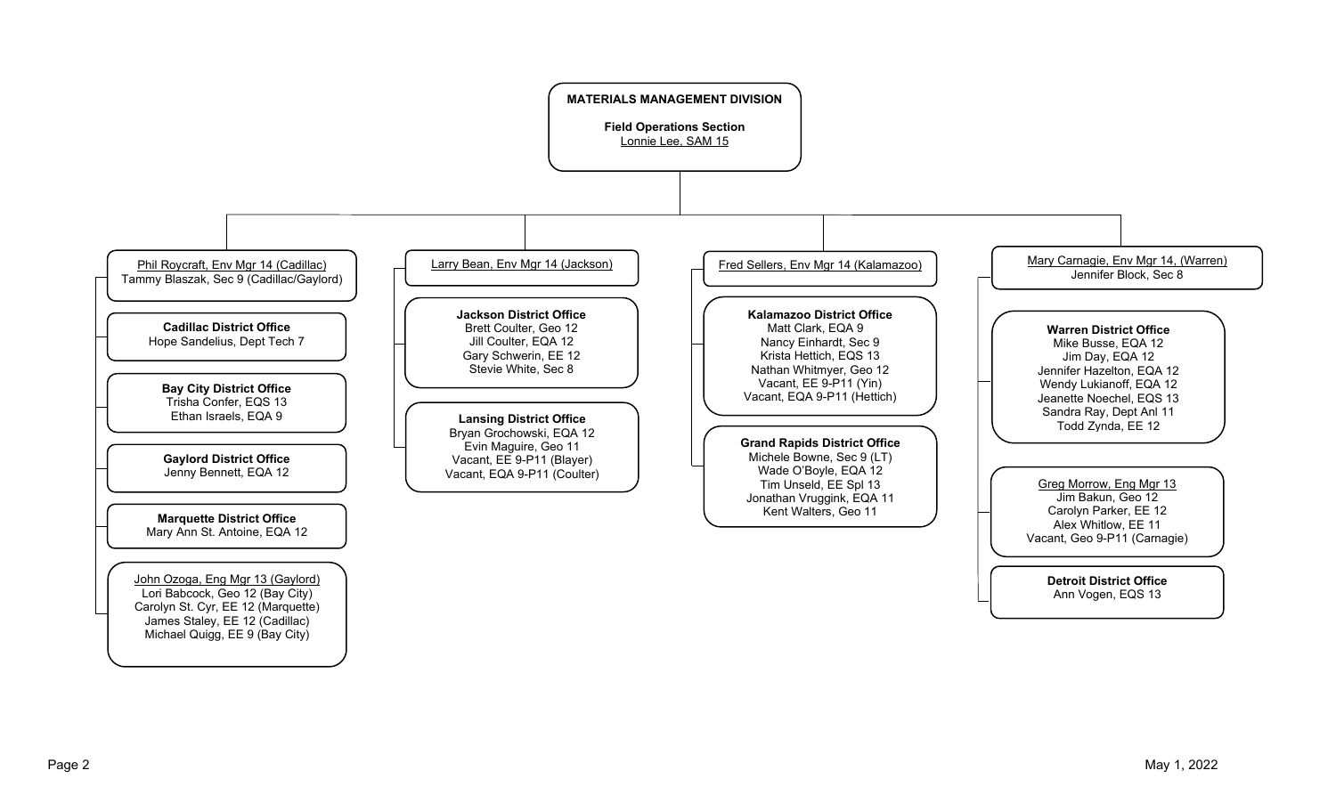# MATERIALS MANAGEMENT DIVISION

**Field Operations Section**
Lonnie Lee, SAM 15

## Phil Roycraft, Env Mgr 14 (Cadillac)

Tammy Blaszak, Sec 9 (Cadillac/Gaylord)

**Cadillac District Office**
Hope Sandelius, Dept Tech 7

**Bay City District Office**
Trisha Confer, EQS 13
Ethan Israels, EQA 9

**Gaylord District Office**
Jenny Bennett, EQA 12

**Marquette District Office**
Mary Ann St. Antoine, EQA 12

John Ozoga, Eng Mgr 13 (Gaylord)
Lori Babcock, Geo 12 (Bay City)
Carolyn St. Cyr, EE 12 (Marquette)
James Staley, EE 12 (Cadillac)
Michael Quigg, EE 9 (Bay City)

## Larry Bean, Env Mgr 14 (Jackson)

**Jackson District Office**
Brett Coulter, Geo 12
Jill Coulter, EQA 12
Gary Schwerin, EE 12
Stevie White, Sec 8

**Lansing District Office**
Bryan Grochowski, EQA 12
Evin Maguire, Geo 11
Vacant, EE 9-P11 (Blayer)
Vacant, EQA 9-P11 (Coulter)

## Fred Sellers, Env Mgr 14 (Kalamazoo)

**Kalamazoo District Office**
Matt Clark, EQA 9
Nancy Einhardt, Sec 9
Krista Hettich, EQS 13
Nathan Whitmyer, Geo 12
Vacant, EE 9-P11 (Yin)
Vacant, EQA 9-P11 (Hettich)

**Grand Rapids District Office**
Michele Bowne, Sec 9 (LT)
Wade O'Boyle, EQA 12
Tim Unseld, EE Spl 13
Jonathan Vruggink, EQA 11
Kent Walters, Geo 11

## Mary Carnagie, Env Mgr 14, (Warren)

Jennifer Block, Sec 8

**Warren District Office**
Mike Busse, EQA 12
Jim Day, EQA 12
Jennifer Hazelton, EQA 12
Wendy Lukianoff, EQA 12
Jeanette Noechel, EQS 13
Sandra Ray, Dept Anl 11
Todd Zynda, EE 12

Greg Morrow, Eng Mgr 13
Jim Bakun, Geo 12
Carolyn Parker, EE 12
Alex Whitlow, EE 11
Vacant, Geo 9-P11 (Carnagie)

**Detroit District Office**
Ann Vogen, EQS 13

May 1, 2022